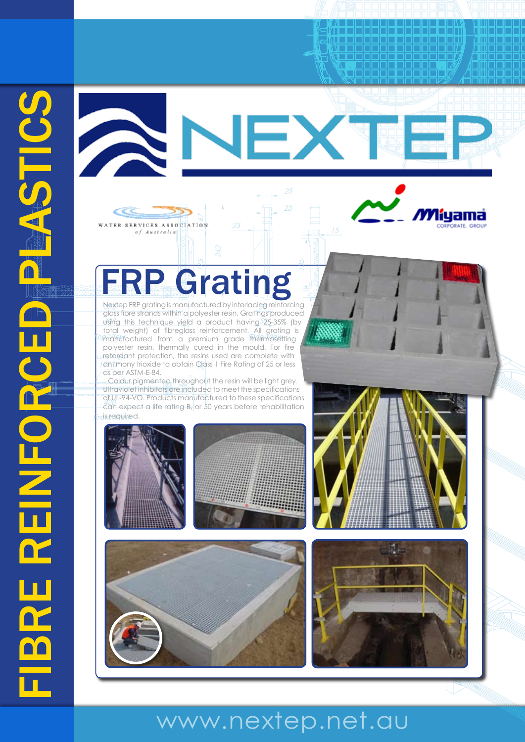# FIBRE REINFORCED PLASTICS

# NEXTEP

WATER SERVICES ASSOCIATION *of Australia*

Miyama CORPORATE. GROUP

## FRP Grating

Nextep FRP grating is manufactured by interlacing reinforcing glass fibre strands within a polyester resin. Gratings produced using this technique yield a product having 25-35% (by total weight) of fibreglass reinforcement. All grating is manufactured from a premium grade thermosetting polyester resin, thermally cured in the mould. For fire retardant protection, the resins used are complete with antimony trioxide to obtain Class 1 Fire Rating of 25 or less as per ASTM-E-84.

Colour pigmented throughout the resin will be light grey. Ultraviolet inhibitors are included to meet the specifications of UL-94-VO. Products manufactured to these specifications can expect a life rating $B_7$ or 50 years before rehabilitation is required.

www.nextep.net.au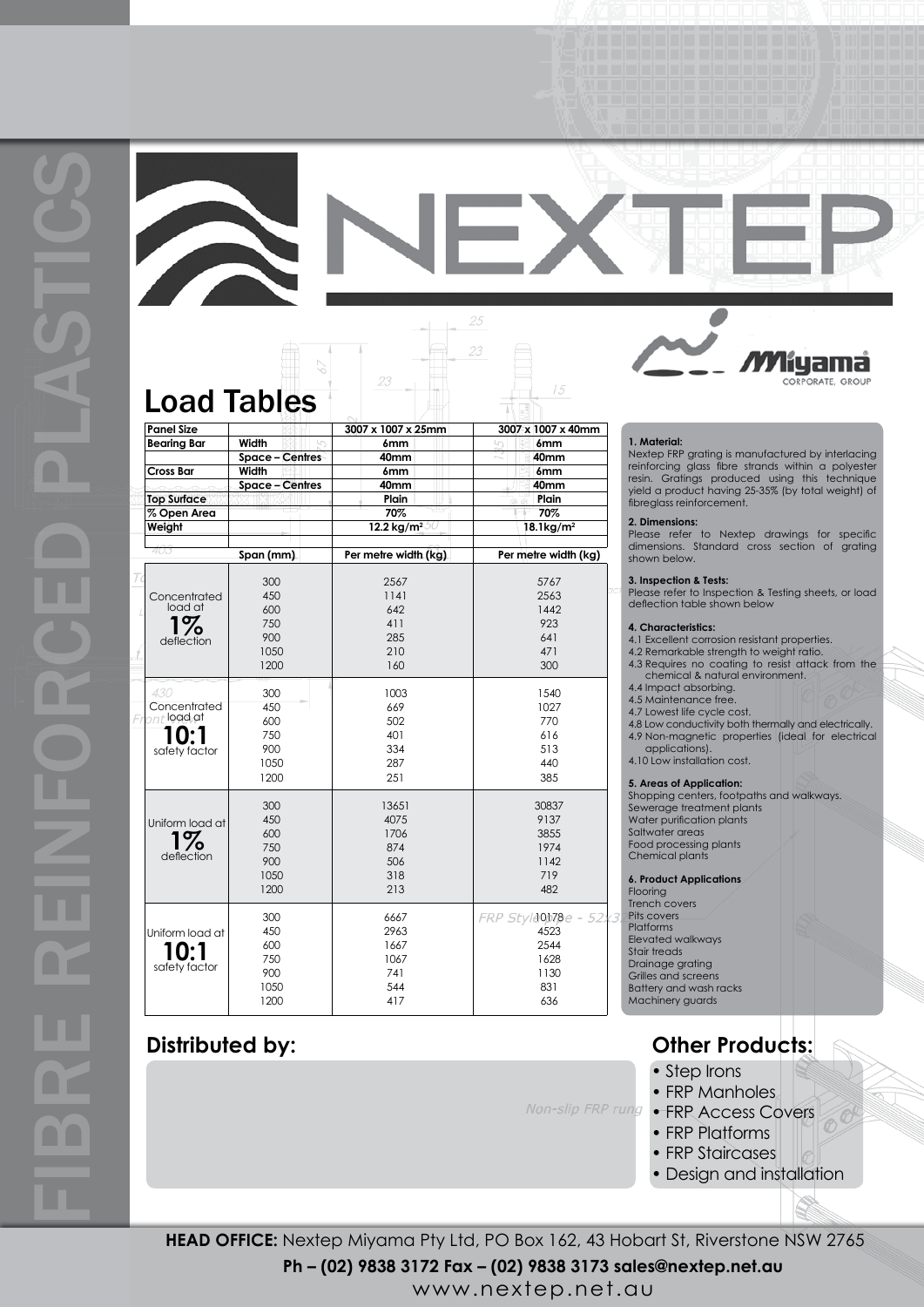# NEXTEP

Miyama CORPORATE GROUP

FIBRE REINFORCED PLASTICS

## Load Tables

| Panel Size | | 3007 x 1007 x 25mm | 3007 x 1007 x 40mm |
|---|---|---|---|
| Bearing Bar | Width | 6mm | 6mm |
| | Space – Centres | 40mm | 40mm |
| Cross Bar | Width | 6mm | 6mm |
| | Space – Centres | 40mm | 40mm |
| Top Surface | | Plain | Plain |
| % Open Area | | 70% | 70% |
| Weight | | 12.2 kg/m² | 18.1kg/m² |
| | Span (mm) | Per metre width (kg) | Per metre width (kg) |
| Concentrated load at 1% deflection | 300 | 2567 | 5767 |
| | 450 | 1141 | 2563 |
| | 600 | 642 | 1442 |
| | 750 | 411 | 923 |
| | 900 | 285 | 641 |
| | 1050 | 210 | 471 |
| | 1200 | 160 | 300 |
| Concentrated load at 10:1 safety factor | 300 | 1003 | 1540 |
| | 450 | 669 | 1027 |
| | 600 | 502 | 770 |
| | 750 | 401 | 616 |
| | 900 | 334 | 513 |
| | 1050 | 287 | 440 |
| | 1200 | 251 | 385 |
| Uniform load at 1% deflection | 300 | 13651 | 30837 |
| | 450 | 4075 | 9137 |
| | 600 | 1706 | 3855 |
| | 750 | 874 | 1974 |
| | 900 | 506 | 1142 |
| | 1050 | 318 | 719 |
| | 1200 | 213 | 482 |
| Uniform load at 10:1 safety factor | 300 | 6667 | 10178 |
| | 450 | 2963 | 4523 |
| | 600 | 1667 | 2544 |
| | 750 | 1067 | 1628 |
| | 900 | 741 | 1130 |
| | 1050 | 544 | 831 |
| | 1200 | 417 | 636 |

**1. Material:**
Nextep FRP grating is manufactured by interlacing reinforcing glass fibre strands within a polyester resin. Gratings produced using this technique yield a product having 25-35% (by total weight) of fibreglass reinforcement.

**2. Dimensions:**
Please refer to Nextep drawings for specific dimensions. Standard cross section of grating shown below.

**3. Inspection & Tests:**
Please refer to Inspection & Testing sheets, or load deflection table shown below

**4. Characteristics:**
4.1 Excellent corrosion resistant properties.
4.2 Remarkable strength to weight ratio.
4.3 Requires no coating to resist attack from the chemical & natural environment.
4.4 Impact absorbing.
4.5 Maintenance free.
4.7 Lowest life cycle cost.
4.8 Low conductivity both thermally and electrically.
4.9 Non-magnetic properties (ideal for electrical applications).
4.10 Low installation cost.

**5. Areas of Application:**
Shopping centers, footpaths and walkways.
Sewerage treatment plants
Water purification plants
Saltwater areas
Food processing plants
Chemical plants

**6. Product Applications**
Flooring
Trench covers
Pits covers
Platforms
Elevated walkways
Stair treads
Drainage grating
Grilles and screens
Battery and wash racks
Machinery guards

## Distributed by:

## Other Products:

- Step Irons
- FRP Manholes
- FRP Access Covers
- FRP Platforms
- FRP Staircases
- Design and installation

**HEAD OFFICE:** Nextep Miyama Pty Ltd, PO Box 162, 43 Hobart St, Riverstone NSW 2765

**Ph – (02) 9838 3172 Fax – (02) 9838 3173 sales@nextep.net.au**

www.nextep.net.au